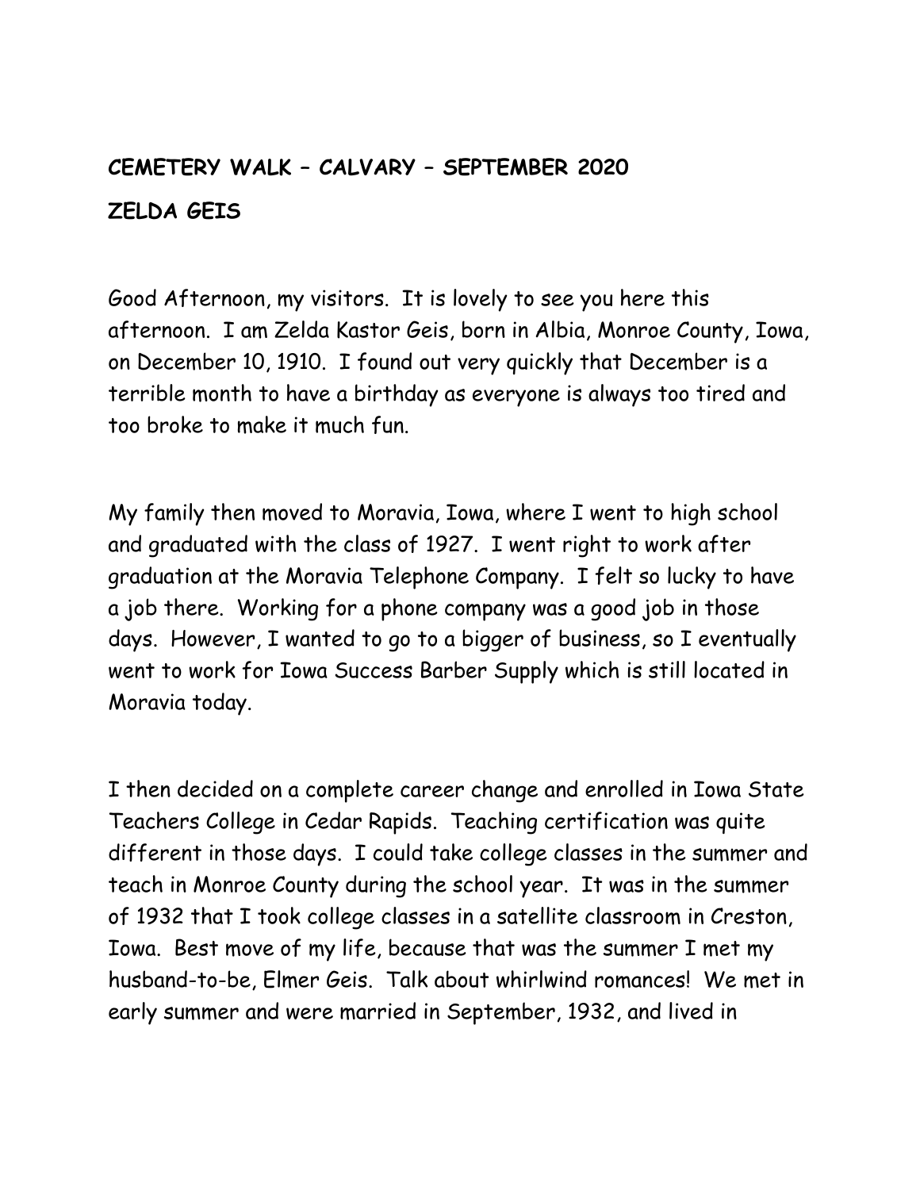**CEMETERY WALK – CALVARY – SEPTEMBER 2020**

**ZELDA GEIS**

Good Afternoon, my visitors. It is lovely to see you here this afternoon. I am Zelda Kastor Geis, born in Albia, Monroe County, Iowa, on December 10, 1910. I found out very quickly that December is a terrible month to have a birthday as everyone is always too tired and too broke to make it much fun.

My family then moved to Moravia, Iowa, where I went to high school and graduated with the class of 1927. I went right to work after graduation at the Moravia Telephone Company. I felt so lucky to have a job there. Working for a phone company was a good job in those days. However, I wanted to go to a bigger of business, so I eventually went to work for Iowa Success Barber Supply which is still located in Moravia today.

I then decided on a complete career change and enrolled in Iowa State Teachers College in Cedar Rapids. Teaching certification was quite different in those days. I could take college classes in the summer and teach in Monroe County during the school year. It was in the summer of 1932 that I took college classes in a satellite classroom in Creston, Iowa. Best move of my life, because that was the summer I met my husband-to-be, Elmer Geis. Talk about whirlwind romances! We met in early summer and were married in September, 1932, and lived in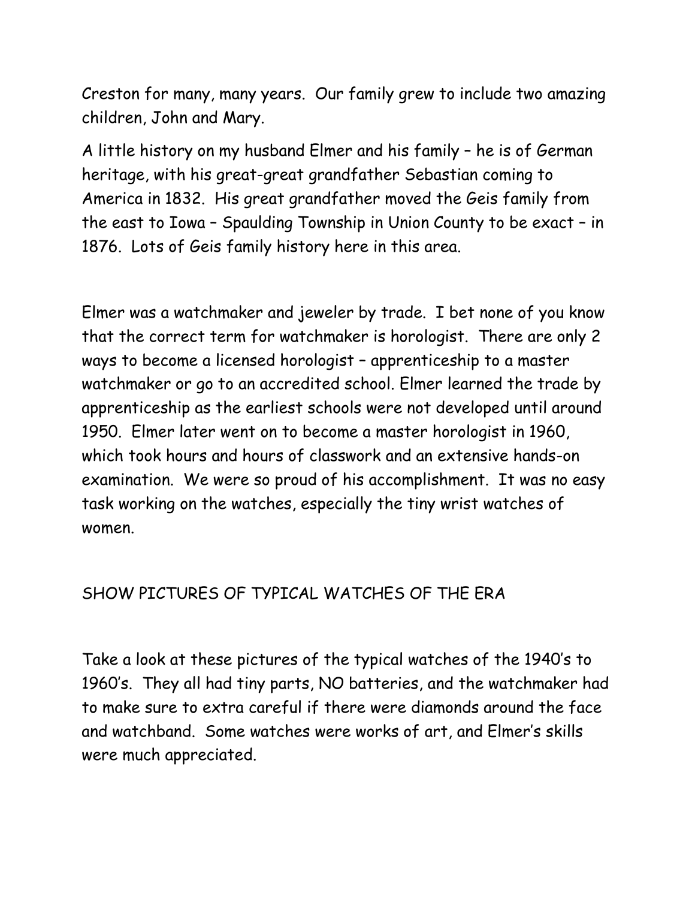Creston for many, many years. Our family grew to include two amazing children, John and Mary.

A little history on my husband Elmer and his family – he is of German heritage, with his great-great grandfather Sebastian coming to America in 1832. His great grandfather moved the Geis family from the east to Iowa – Spaulding Township in Union County to be exact – in 1876. Lots of Geis family history here in this area.

Elmer was a watchmaker and jeweler by trade. I bet none of you know that the correct term for watchmaker is horologist. There are only 2 ways to become a licensed horologist – apprenticeship to a master watchmaker or go to an accredited school. Elmer learned the trade by apprenticeship as the earliest schools were not developed until around 1950. Elmer later went on to become a master horologist in 1960, which took hours and hours of classwork and an extensive hands-on examination. We were so proud of his accomplishment. It was no easy task working on the watches, especially the tiny wrist watches of women.

SHOW PICTURES OF TYPICAL WATCHES OF THE ERA

Take a look at these pictures of the typical watches of the 1940's to 1960's. They all had tiny parts, NO batteries, and the watchmaker had to make sure to extra careful if there were diamonds around the face and watchband. Some watches were works of art, and Elmer's skills were much appreciated.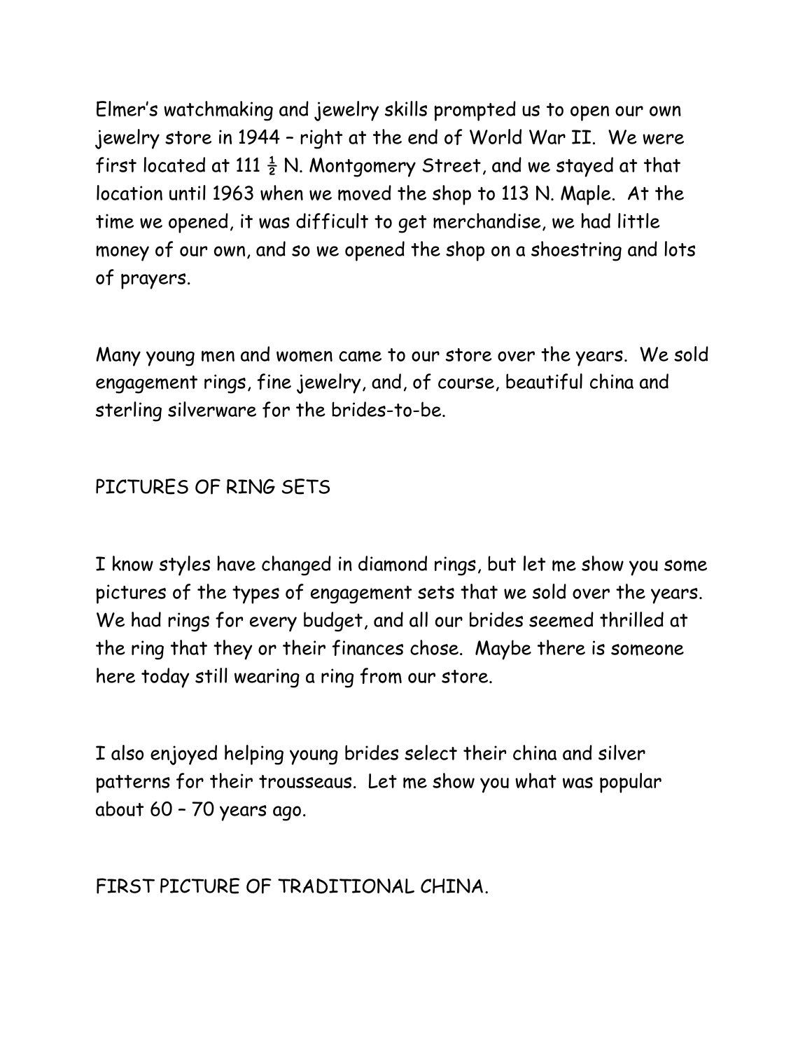Elmer's watchmaking and jewelry skills prompted us to open our own jewelry store in 1944 – right at the end of World War II. We were first located at 111 ½ N. Montgomery Street, and we stayed at that location until 1963 when we moved the shop to 113 N. Maple. At the time we opened, it was difficult to get merchandise, we had little money of our own, and so we opened the shop on a shoestring and lots of prayers.

Many young men and women came to our store over the years. We sold engagement rings, fine jewelry, and, of course, beautiful china and sterling silverware for the brides-to-be.

PICTURES OF RING SETS

I know styles have changed in diamond rings, but let me show you some pictures of the types of engagement sets that we sold over the years. We had rings for every budget, and all our brides seemed thrilled at the ring that they or their finances chose. Maybe there is someone here today still wearing a ring from our store.

I also enjoyed helping young brides select their china and silver patterns for their trousseaus. Let me show you what was popular about 60 – 70 years ago.

FIRST PICTURE OF TRADITIONAL CHINA.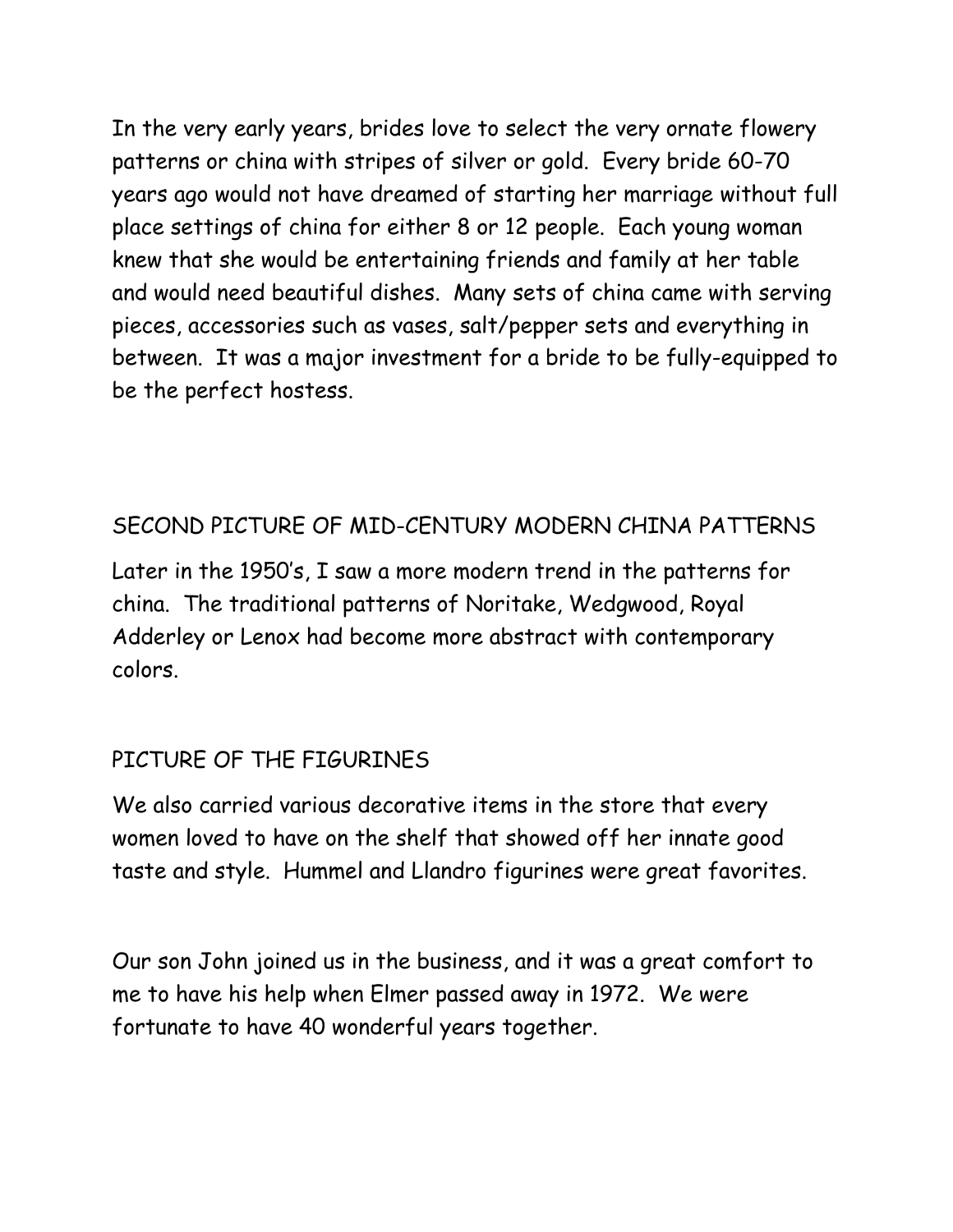In the very early years, brides love to select the very ornate flowery patterns or china with stripes of silver or gold. Every bride 60-70 years ago would not have dreamed of starting her marriage without full place settings of china for either 8 or 12 people. Each young woman knew that she would be entertaining friends and family at her table and would need beautiful dishes. Many sets of china came with serving pieces, accessories such as vases, salt/pepper sets and everything in between. It was a major investment for a bride to be fully-equipped to be the perfect hostess.

SECOND PICTURE OF MID-CENTURY MODERN CHINA PATTERNS

Later in the 1950's, I saw a more modern trend in the patterns for china. The traditional patterns of Noritake, Wedgwood, Royal Adderley or Lenox had become more abstract with contemporary colors.

PICTURE OF THE FIGURINES

We also carried various decorative items in the store that every women loved to have on the shelf that showed off her innate good taste and style. Hummel and Llandro figurines were great favorites.

Our son John joined us in the business, and it was a great comfort to me to have his help when Elmer passed away in 1972. We were fortunate to have 40 wonderful years together.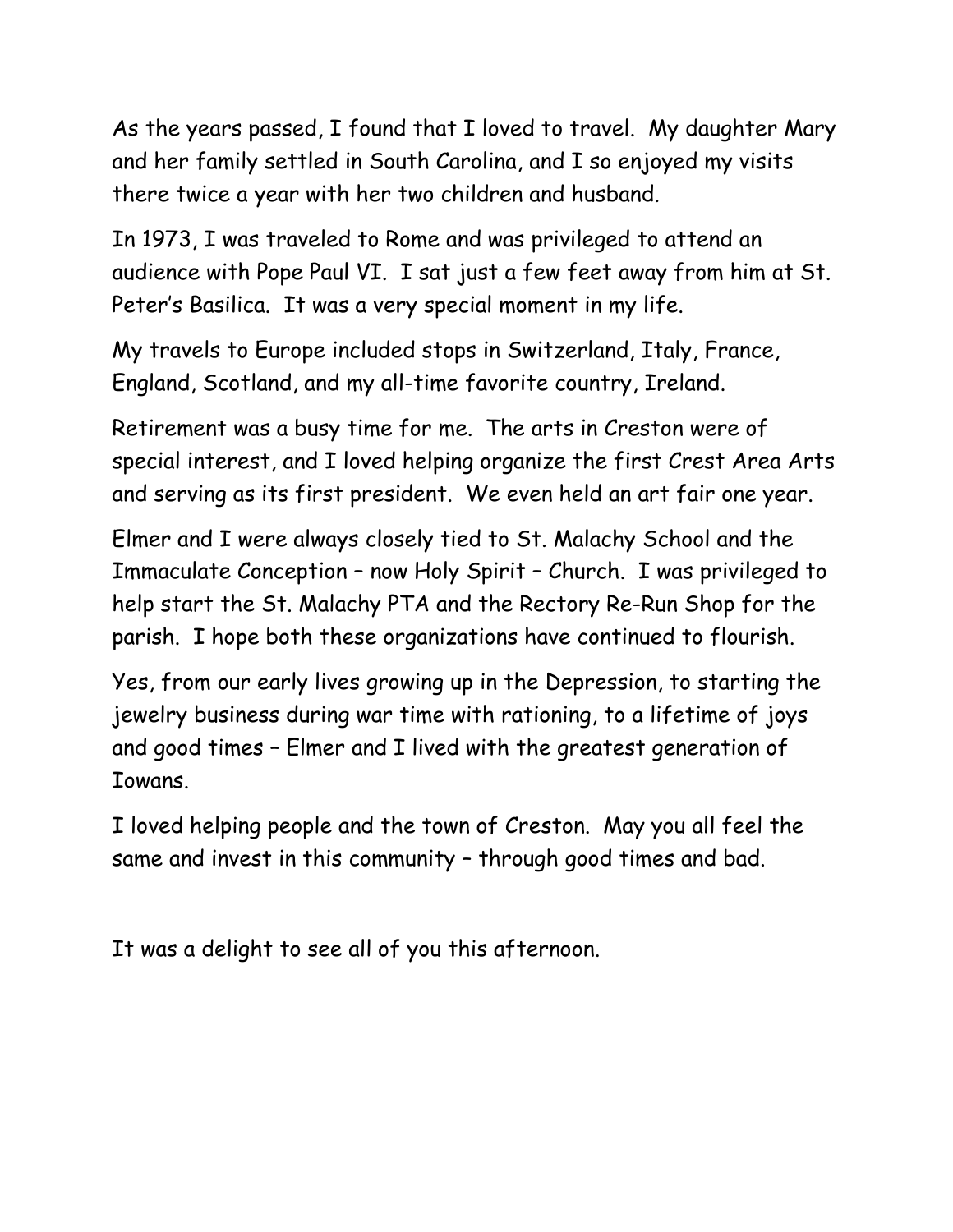As the years passed, I found that I loved to travel. My daughter Mary and her family settled in South Carolina, and I so enjoyed my visits there twice a year with her two children and husband.

In 1973, I was traveled to Rome and was privileged to attend an audience with Pope Paul VI. I sat just a few feet away from him at St. Peter's Basilica. It was a very special moment in my life.

My travels to Europe included stops in Switzerland, Italy, France, England, Scotland, and my all-time favorite country, Ireland.

Retirement was a busy time for me. The arts in Creston were of special interest, and I loved helping organize the first Crest Area Arts and serving as its first president. We even held an art fair one year.

Elmer and I were always closely tied to St. Malachy School and the Immaculate Conception – now Holy Spirit – Church. I was privileged to help start the St. Malachy PTA and the Rectory Re-Run Shop for the parish. I hope both these organizations have continued to flourish.

Yes, from our early lives growing up in the Depression, to starting the jewelry business during war time with rationing, to a lifetime of joys and good times – Elmer and I lived with the greatest generation of Iowans.

I loved helping people and the town of Creston. May you all feel the same and invest in this community – through good times and bad.

It was a delight to see all of you this afternoon.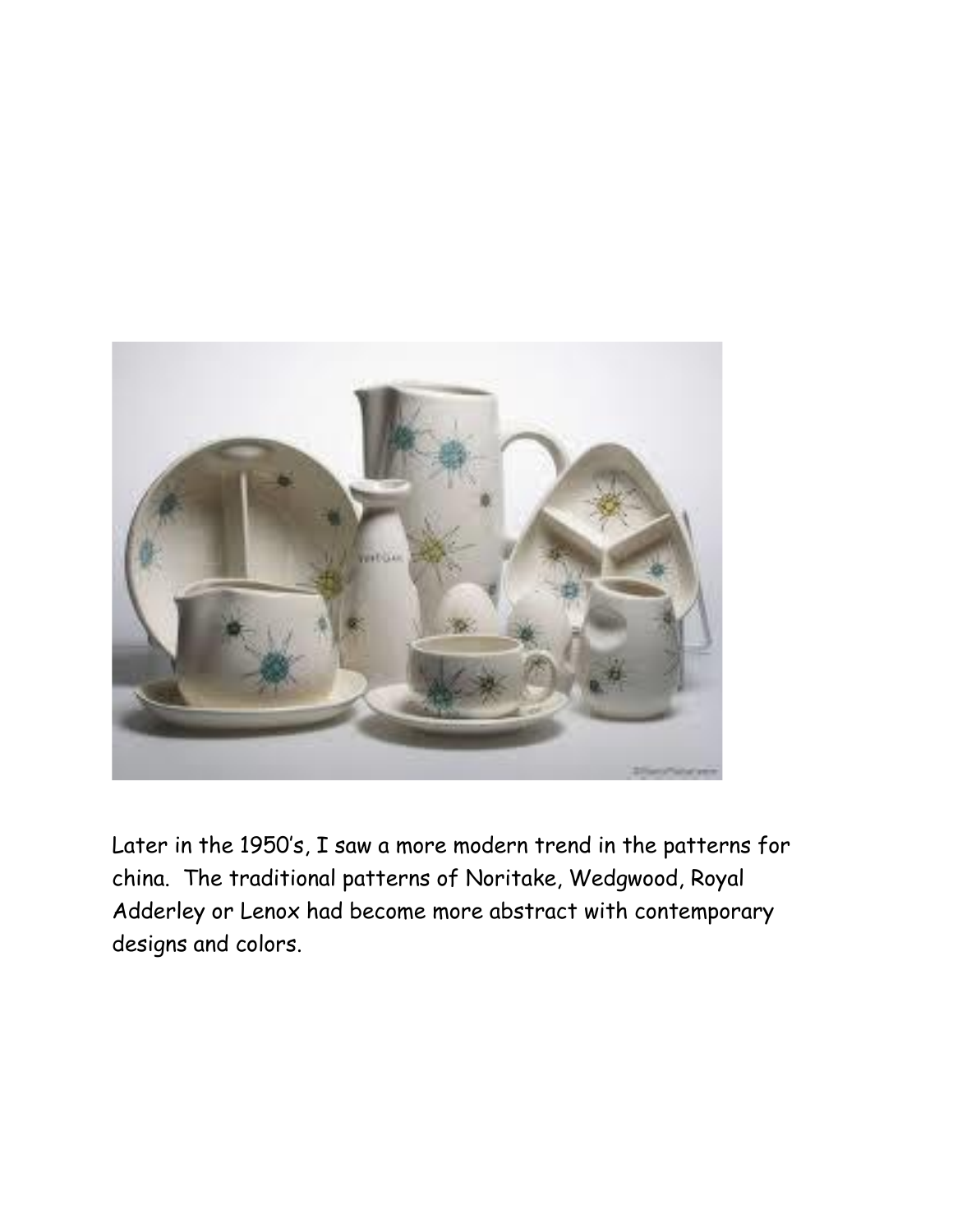Later in the 1950's, I saw a more modern trend in the patterns for china. The traditional patterns of Noritake, Wedgwood, Royal Adderley or Lenox had become more abstract with contemporary designs and colors.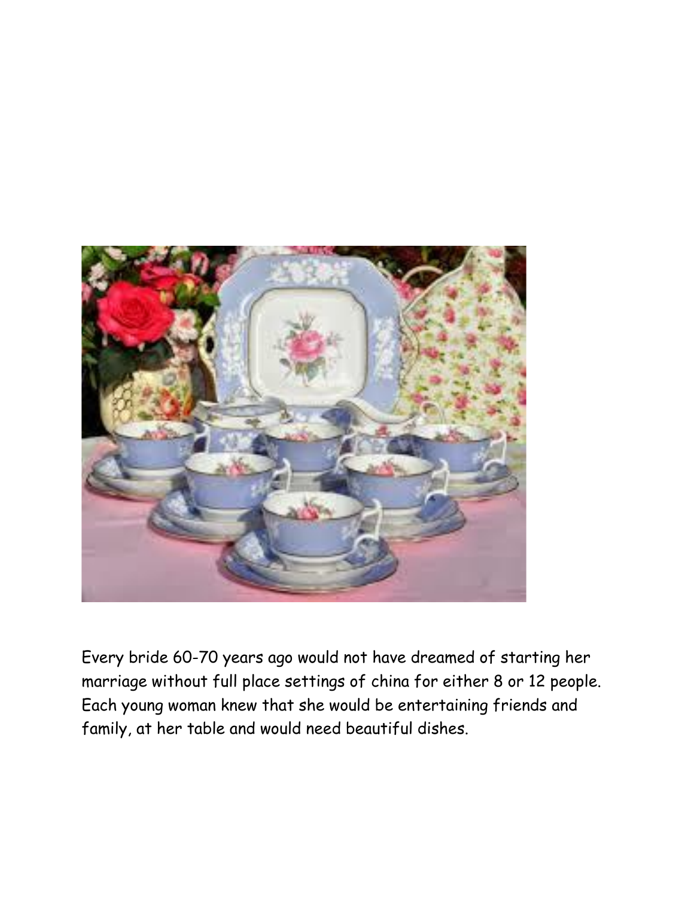Every bride 60-70 years ago would not have dreamed of starting her marriage without full place settings of china for either 8 or 12 people. Each young woman knew that she would be entertaining friends and family, at her table and would need beautiful dishes.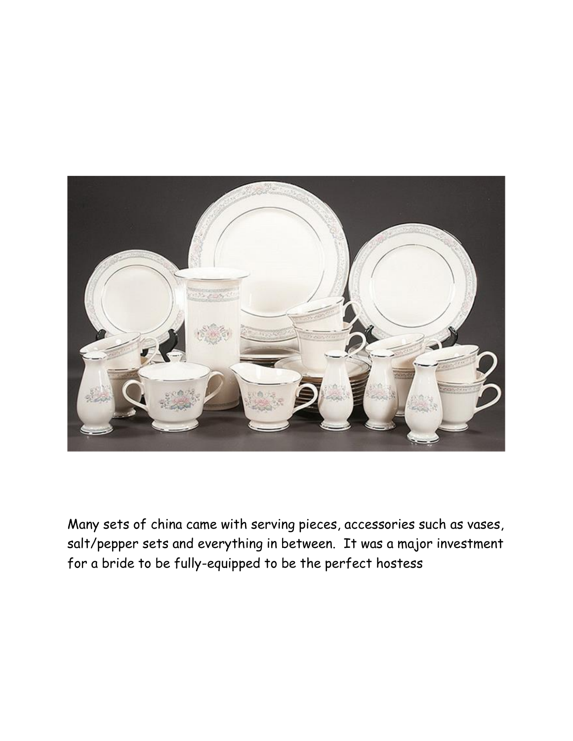Many sets of china came with serving pieces, accessories such as vases, salt/pepper sets and everything in between.  It was a major investment for a bride to be fully-equipped to be the perfect hostess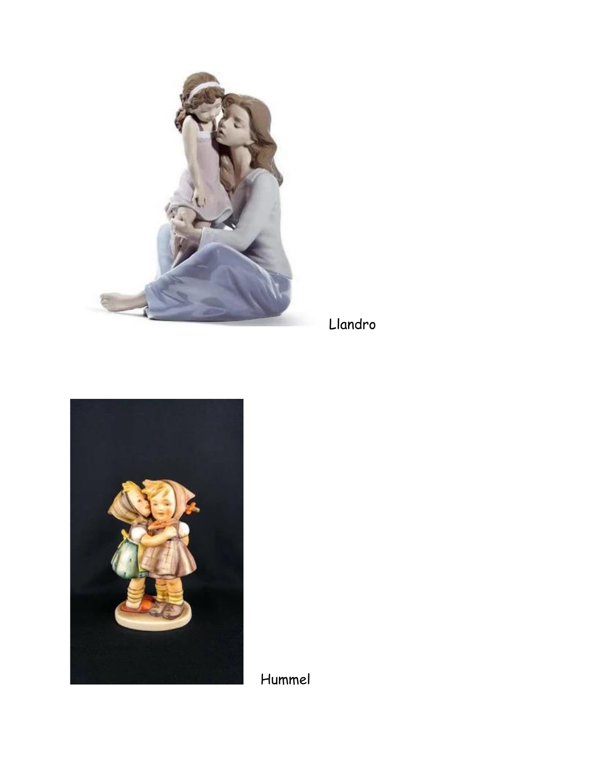Llandro

Hummel